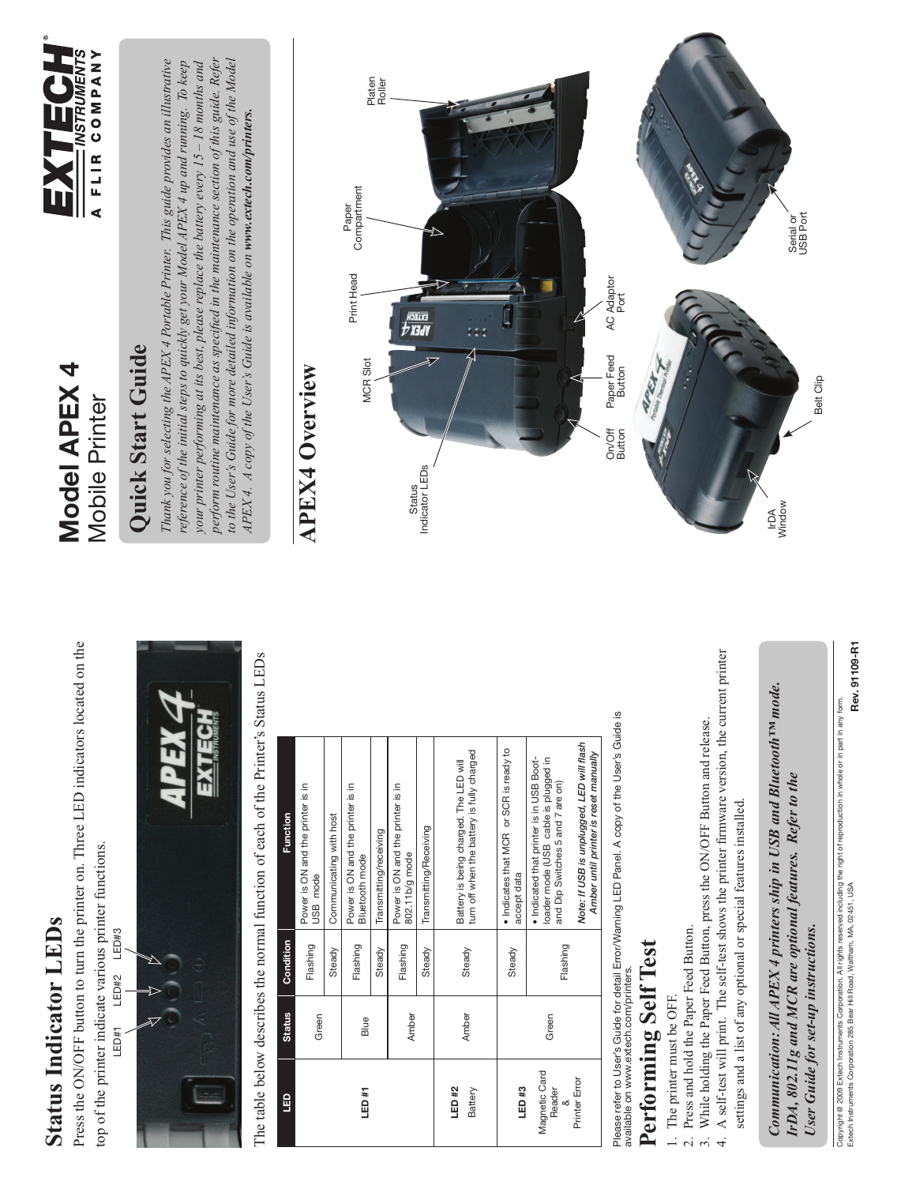# Model APEX 4
Mobile Printer

## Quick Start Guide

*Thank you for selecting the APEX 4 Portable Printer. This guide provides an illustrative reference of the initial steps to quickly get your Model APEX 4 up and running. To keep your printer performing at its best, please replace the battery every 15 – 18 months and perform routine maintenance as specified in the maintenance section of this guide. Refer to the User's Guide for more detailed information on the operation and use of the Model APEX 4. A copy of the User's Guide is available on* ***www.extech.com/printers.***

## APEX4 Overview

Status Indicator LEDs, MCR Slot, Print Head, Paper Compartment, Platen Roller, On/Off Button, Paper Feed Button, AC Adaptor Port, IrDA Window, Belt Clip, Serial or USB Port

## Status Indicator LEDs

Press the ON/OFF button to turn the printer on. Three LED indicators located on the top of the printer indicate various printer functions.

LED#1 LED#2 LED#3

The table below describes the normal function of each of the Printer's Status LEDs

| LED | Status | Condition | Function |
|---|---|---|---|
| **LED #1** | Green | Flashing | Power is ON and the printer is in USB mode |
| | | Steady | Communicating with host |
| | Blue | Flashing | Power is ON and the printer is in Bluetooth mode |
| | | Steady | Transmitting/receiving |
| | Amber | Flashing | Power is ON and the printer is in 802.11b/g mode |
| | | Steady | Transmitting/Receiving |
| **LED #2** Battery | Amber | Steady | Battery is being charged. The LED will turn off when the battery is fully charged |
| **LED #3** Magnetic Card Reader & Printer Error | Green | Steady | • Indicates that MCR or SCR is ready to accept data |
| | | Flashing | • Indicated that printer is in USB Boot-loader mode (USB cable is plugged in and Dip Switches 5 and 7 are on) *Note: If USB is unplugged, LED will flash Amber until printer is reset manually* |

Please refer to User's Guide for detail Error/Warning LED Panel. A copy of the User's Guide is available on www.extech.com/printers.

## Performing Self Test

1. The printer must be OFF.
2. Press and hold the Paper Feed Button.
3. While holding the Paper Feed Button, press the ON/OFF Button and release.
4. A self-test will print. The self-test shows the printer firmware version, the current printer settings and a list of any optional or special features installed.

***Communication: All APEX 4 printers ship in USB and Bluetooth™ mode. IrDA, 802.11g and MCR are optional features. Refer to the User Guide for set-up instructions.***

Copyright @ 2009 Extech Instruments Corporation. All rights reserved including the right of reproduction in whole or in part in any form.
Extech Instruments Corporation 285 Bear Hill Road, Waltham, MA, 02451, USA

**Rev. 91109-R1**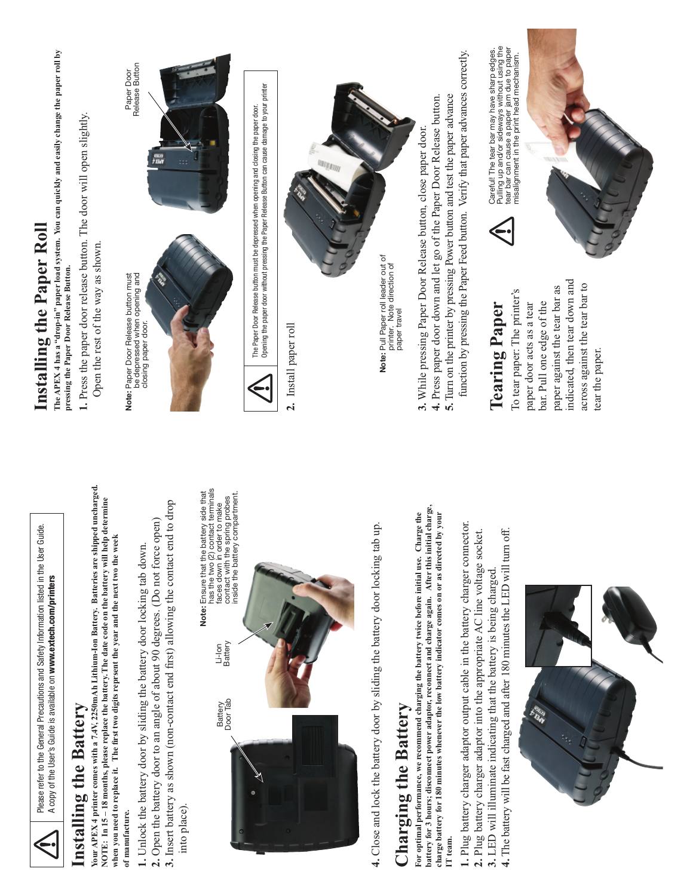Please refer to the General Precautions and Safety Information listed in the User Guide.
A copy of the User's Guide is available on **www.extech.com/printers**

# Installing the Battery

**Your APEX 4 printer comes with a 7.4V, 2250mAh Lithium-Ion Battery. Batteries are shipped uncharged. NOTE: In 15 – 18 months, please replace the battery. The date code on the battery will help determine when you need to replace it. The first two digits represent the year and the next two the week of manufacture.**

**1.** Unlock the battery door by sliding the battery door locking tab down.
**2.** Open the battery door to an angle of about 90 degrees. (Do not force open)
**3.** Insert battery as shown (non-contact end first) allowing the contact end to drop into place).

Battery Door Tab

Li-Ion Battery

**Note:** Ensure that the battery side that has the two (2) contact terminals faces down in order to make contact with the spring probes inside the battery compartment.

**4.** Close and lock the battery door by sliding the battery door locking tab up.

# Charging the Battery

**For optimal performance, we recommend charging the battery twice before initial use. Charge the battery for 3 hours; disconnect power adaptor, reconnect and charge again. After this initial charge, charge battery for 180 minutes whenever the low battery indicator comes on or as directed by your IT team.**

**1.** Plug battery charger adaptor output cable in the battery charger connector.
**2.** Plug battery charger adaptor into the appropriate AC line voltage socket.
**3.** LED will illuminate indicating that the battery is being charged.
**4.** The battery will be fast charged and after 180 minutes the LED will turn off.

# Installing the Paper Roll

**The APEX 4 has a "drop-in" paper load system. You can quickly and easily change the paper roll by pressing the Paper Door Release Button.**

**1.** Press the paper door release button. The door will open slightly. Open the rest of the way as shown.

**Note:** Paper Door Release button must be depressed when opening and closing paper door.

Paper Door Release Button

The Paper Door Release button must be depressed when opening and closing the paper door. Opening the paper door without pressing the Paper Release Button can cause damage to your printer

**2.** Install paper roll

**Note:** Pull Paper roll leader out of printer. Note direction of paper travel

**3.** While pressing Paper Door Release button, close paper door.
**4.** Press paper door down and let go of the Paper Door Release button.
**5.** Turn on the printer by pressing Power button and test the paper advance function by pressing the Paper Feed button. Verify that paper advances correctly.

# Tearing Paper

To tear paper: The printer's paper door acts as a tear bar. Pull one edge of the paper against the tear bar as indicated, then tear down and across against the tear bar to tear the paper.

Careful! The tear bar may have sharp edges. Pulling up and/or sideways without using the tear bar can cause a paper jam due to paper misalignment in the print head mechanism.